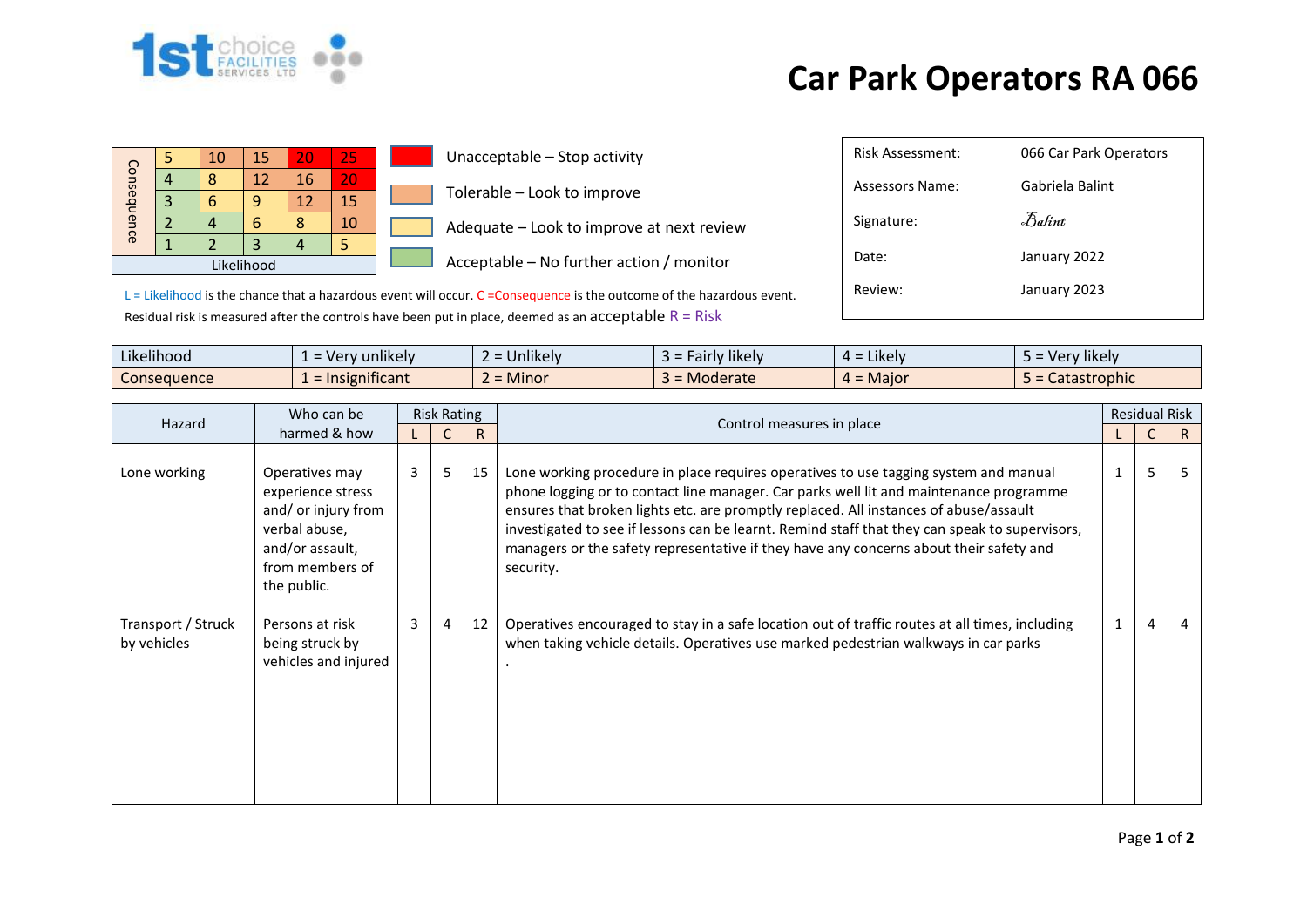# Car Park Operators RA 066

| Consequence | | | | | |
|---|---|---|---|---|---|
| | 5 | 10 | 15 | 20 | 25 |
| | 4 | 8 | 12 | 16 | 20 |
| | 3 | 6 | 9 | 12 | 15 |
| | 2 | 4 | 6 | 8 | 10 |
| | 1 | 2 | 3 | 4 | 5 |
| | Likelihood | | | | |

- Unacceptable – Stop activity
- Tolerable – Look to improve
- Adequate – Look to improve at next review
- Acceptable – No further action / monitor

L = Likelihood is the chance that a hazardous event will occur. C =Consequence is the outcome of the hazardous event.
Residual risk is measured after the controls have been put in place, deemed as an acceptable R = Risk

| | |
|---|---|
| Risk Assessment: | 066 Car Park Operators |
| Assessors Name: | Gabriela Balint |
| Signature: | Balint |
| Date: | January 2022 |
| Review: | January 2023 |

| | | | | | |
|---|---|---|---|---|---|
| Likelihood | 1 = Very unlikely | 2 = Unlikely | 3 = Fairly likely | 4 = Likely | 5 = Very likely |
| Consequence | 1 = Insignificant | 2 = Minor | 3 = Moderate | 4 = Major | 5 = Catastrophic |

| Hazard | Who can be harmed & how | Risk Rating | | | Control measures in place | Residual Risk | | |
|---|---|---|---|---|---|---|---|---|
| | | L | C | R | | L | C | R |
| Lone working | Operatives may experience stress and/ or injury from verbal abuse, and/or assault, from members of the public. | 3 | 5 | 15 | Lone working procedure in place requires operatives to use tagging system and manual phone logging or to contact line manager. Car parks well lit and maintenance programme ensures that broken lights etc. are promptly replaced. All instances of abuse/assault investigated to see if lessons can be learnt. Remind staff that they can speak to supervisors, managers or the safety representative if they have any concerns about their safety and security. | 1 | 5 | 5 |
| Transport / Struck by vehicles | Persons at risk being struck by vehicles and injured | 3 | 4 | 12 | Operatives encouraged to stay in a safe location out of traffic routes at all times, including when taking vehicle details. Operatives use marked pedestrian walkways in car parks . | 1 | 4 | 4 |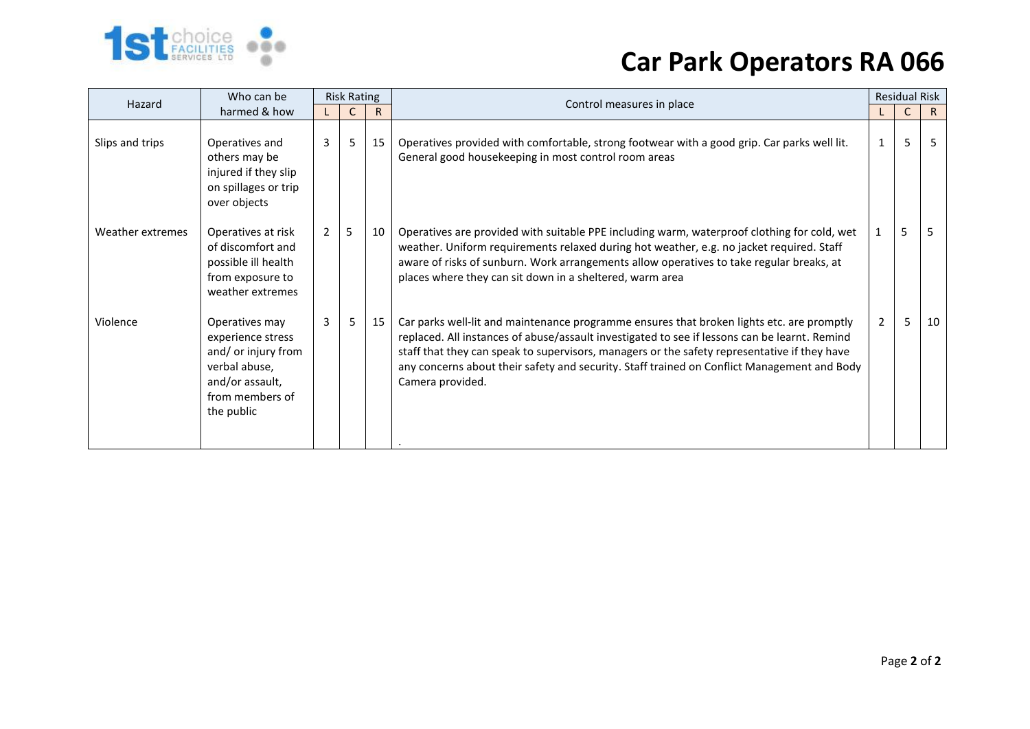# Car Park Operators RA 066

| Hazard | Who can be harmed & how | Risk Rating | | | Control measures in place | Residual Risk | | |
|---|---|---|---|---|---|---|---|---|
| | | L | C | R | | L | C | R |
| Slips and trips | Operatives and others may be injured if they slip on spillages or trip over objects | 3 | 5 | 15 | Operatives provided with comfortable, strong footwear with a good grip. Car parks well lit. General good housekeeping in most control room areas | 1 | 5 | 5 |
| Weather extremes | Operatives at risk of discomfort and possible ill health from exposure to weather extremes | 2 | 5 | 10 | Operatives are provided with suitable PPE including warm, waterproof clothing for cold, wet weather. Uniform requirements relaxed during hot weather, e.g. no jacket required. Staff aware of risks of sunburn. Work arrangements allow operatives to take regular breaks, at places where they can sit down in a sheltered, warm area | 1 | 5 | 5 |
| Violence | Operatives may experience stress and/ or injury from verbal abuse, and/or assault, from members of the public | 3 | 5 | 15 | Car parks well-lit and maintenance programme ensures that broken lights etc. are promptly replaced. All instances of abuse/assault investigated to see if lessons can be learnt. Remind staff that they can speak to supervisors, managers or the safety representative if they have any concerns about their safety and security. Staff trained on Conflict Management and Body Camera provided. . | 2 | 5 | 10 |